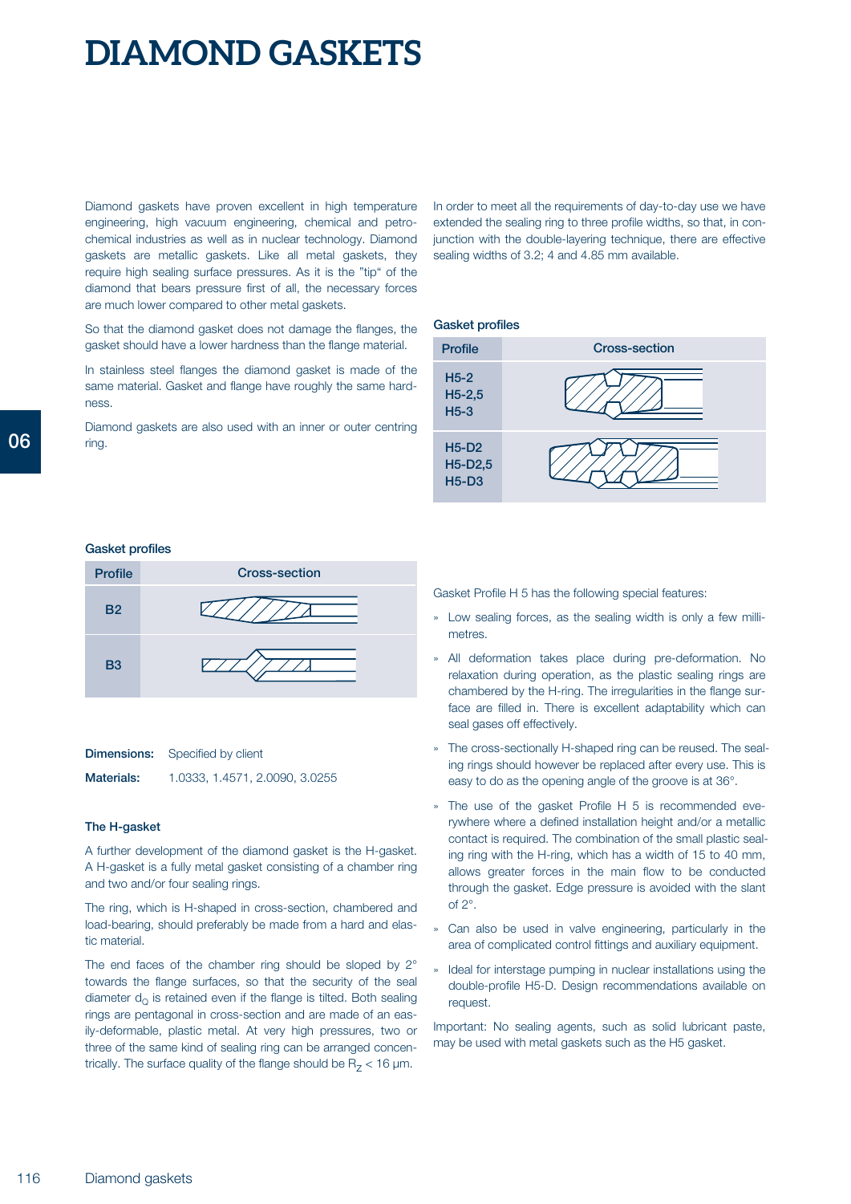# DIAMOND GASKETS

Diamond gaskets have proven excellent in high temperature engineering, high vacuum engineering, chemical and petrochemical industries as well as in nuclear technology. Diamond gaskets are metallic gaskets. Like all metal gaskets, they require high sealing surface pressures. As it is the "tip" of the diamond that bears pressure first of all, the necessary forces are much lower compared to other metal gaskets.

So that the diamond gasket does not damage the flanges, the gasket should have a lower hardness than the flange material.

In stainless steel flanges the diamond gasket is made of the same material. Gasket and flange have roughly the same hardness.

Diamond gaskets are also used with an inner or outer centring ring.

In order to meet all the requirements of day-to-day use we have extended the sealing ring to three profile widths, so that, in conjunction with the double-layering technique, there are effective sealing widths of 3.2; 4 and 4.85 mm available.

**Gasket profiles**

| Profile | Cross-section |
|---|---|
| H5-2<br>H5-2,5<br>H5-3 | |
| H5-D2<br>H5-D2,5<br>H5-D3 | |

**Gasket profiles**

| Profile | Cross-section |
|---|---|
| B2 | |
| B3 | |

**Dimensions:** Specified by client

**Materials:** 1.0333, 1.4571, 2.0090, 3.0255

### The H-gasket

A further development of the diamond gasket is the H-gasket. A H-gasket is a fully metal gasket consisting of a chamber ring and two and/or four sealing rings.

The ring, which is H-shaped in cross-section, chambered and load-bearing, should preferably be made from a hard and elastic material.

The end faces of the chamber ring should be sloped by 2° towards the flange surfaces, so that the security of the seal diameter $d_Q$ is retained even if the flange is tilted. Both sealing rings are pentagonal in cross-section and are made of an easily-deformable, plastic metal. At very high pressures, two or three of the same kind of sealing ring can be arranged concentrically. The surface quality of the flange should be $R_Z < 16$ µm.

Gasket Profile H 5 has the following special features:

- Low sealing forces, as the sealing width is only a few millimetres.
- All deformation takes place during pre-deformation. No relaxation during operation, as the plastic sealing rings are chambered by the H-ring. The irregularities in the flange surface are filled in. There is excellent adaptability which can seal gases off effectively.
- The cross-sectionally H-shaped ring can be reused. The sealing rings should however be replaced after every use. This is easy to do as the opening angle of the groove is at 36°.
- The use of the gasket Profile H 5 is recommended everywhere where a defined installation height and/or a metallic contact is required. The combination of the small plastic sealing ring with the H-ring, which has a width of 15 to 40 mm, allows greater forces in the main flow to be conducted through the gasket. Edge pressure is avoided with the slant of 2°.
- Can also be used in valve engineering, particularly in the area of complicated control fittings and auxiliary equipment.
- Ideal for interstage pumping in nuclear installations using the double-profile H5-D. Design recommendations available on request.

Important: No sealing agents, such as solid lubricant paste, may be used with metal gaskets such as the H5 gasket.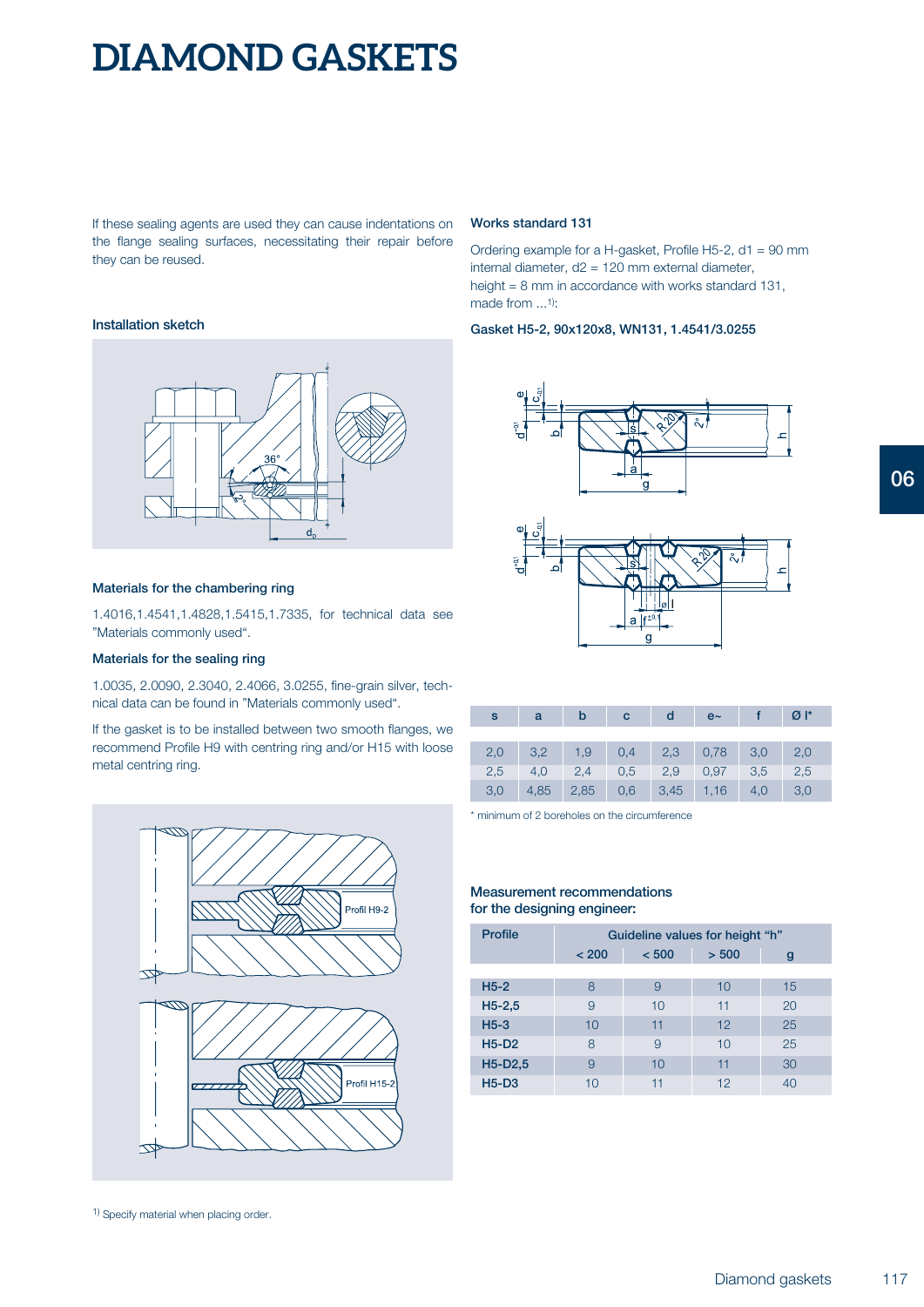# DIAMOND GASKETS

If these sealing agents are used they can cause indentations on the flange sealing surfaces, necessitating their repair before they can be reused.

### Installation sketch

36°

2°

$d_p$

### Materials for the chambering ring

1.4016,1.4541,1.4828,1.5415,1.7335, for technical data see "Materials commonly used".

### Materials for the sealing ring

1.0035, 2.0090, 2.3040, 2.4066, 3.0255, fine-grain silver, technical data can be found in "Materials commonly used".

If the gasket is to be installed between two smooth flanges, we recommend Profile H9 with centring ring and/or H15 with loose metal centring ring.

Profil H9-2

Profil H15-2

### Works standard 131

Ordering example for a H-gasket, Profile H5-2, d1 = 90 mm internal diameter, d2 = 120 mm external diameter, height = 8 mm in accordance with works standard 131, made from ...[1]:

**Gasket H5-2, 90x120x8, WN131, 1.4541/3.0255**

e $c_{\pm 0.1}$ $d^{\pm 0.1}$ b s R 20 2° h a g

e $c_{\pm 0.1}$ $d^{\pm 0.1}$ b s R 20 2° h ø l a $f^{\pm 0.1}$ g

| s | a | b | c | d | e~ | f | Ø l* |
|---|---|---|---|---|---|---|---|
| 2,0 | 3,2 | 1,9 | 0,4 | 2,3 | 0,78 | 3,0 | 2,0 |
| 2,5 | 4,0 | 2,4 | 0,5 | 2,9 | 0,97 | 3,5 | 2,5 |
| 3,0 | 4,85 | 2,85 | 0,6 | 3,45 | 1,16 | 4,0 | 3,0 |

\* minimum of 2 boreholes on the circumference

### Measurement recommendations for the designing engineer:

| Profile | Guideline values for height "h" | | | |
|---|---|---|---|---|
| | < 200 | < 500 | > 500 | g |
| H5-2 | 8 | 9 | 10 | 15 |
| H5-2,5 | 9 | 10 | 11 | 20 |
| H5-3 | 10 | 11 | 12 | 25 |
| H5-D2 | 8 | 9 | 10 | 25 |
| H5-D2,5 | 9 | 10 | 11 | 30 |
| H5-D3 | 10 | 11 | 12 | 40 |

[1] Specify material when placing order.